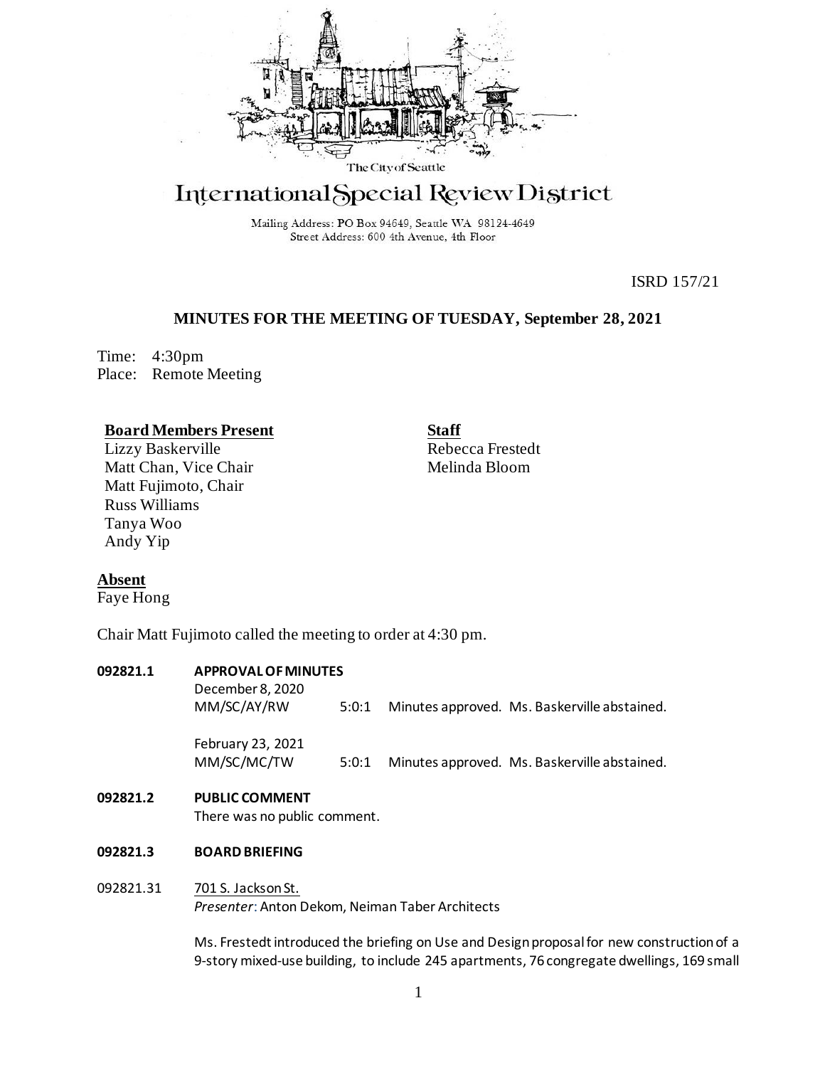The City of Seattle

# International Special Review District

Mailing Address: PO Box 94649, Seattle WA 98124-4649
Street Address: 600 4th Avenue, 4th Floor

ISRD 157/21

## MINUTES FOR THE MEETING OF TUESDAY, September 28, 2021

Time: 4:30pm
Place: Remote Meeting

**Board Members Present**
Lizzy Baskerville
Matt Chan, Vice Chair
Matt Fujimoto, Chair
Russ Williams
Tanya Woo
Andy Yip

**Staff**
Rebecca Frestedt
Melinda Bloom

**Absent**
Faye Hong

Chair Matt Fujimoto called the meeting to order at 4:30 pm.

**092821.1 APPROVAL OF MINUTES**

December 8, 2020
MM/SC/AY/RW 5:0:1 Minutes approved. Ms. Baskerville abstained.

February 23, 2021
MM/SC/MC/TW 5:0:1 Minutes approved. Ms. Baskerville abstained.

**092821.2 PUBLIC COMMENT**

There was no public comment.

**092821.3 BOARD BRIEFING**

092821.31 701 S. Jackson St.
*Presenter*: Anton Dekom, Neiman Taber Architects

Ms. Frestedt introduced the briefing on Use and Design proposal for new construction of a 9-story mixed-use building, to include 245 apartments, 76 congregate dwellings, 169 small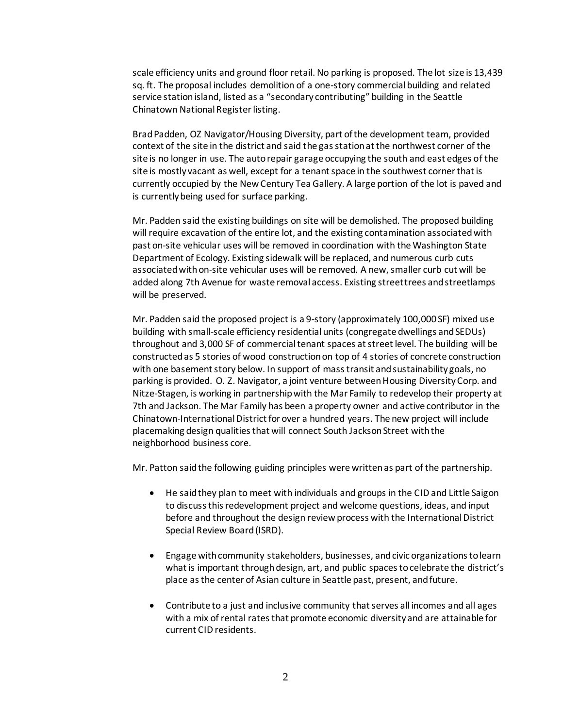scale efficiency units and ground floor retail. No parking is proposed. The lot size is 13,439 sq. ft. The proposal includes demolition of a one-story commercial building and related service station island, listed as a "secondary contributing" building in the Seattle Chinatown National Register listing.

Brad Padden, OZ Navigator/Housing Diversity, part of the development team, provided context of the site in the district and said the gas station at the northwest corner of the site is no longer in use. The auto repair garage occupying the south and east edges of the site is mostly vacant as well, except for a tenant space in the southwest corner that is currently occupied by the New Century Tea Gallery. A large portion of the lot is paved and is currently being used for surface parking.

Mr. Padden said the existing buildings on site will be demolished. The proposed building will require excavation of the entire lot, and the existing contamination associated with past on-site vehicular uses will be removed in coordination with the Washington State Department of Ecology. Existing sidewalk will be replaced, and numerous curb cuts associated with on-site vehicular uses will be removed. A new, smaller curb cut will be added along 7th Avenue for waste removal access. Existing street trees and streetlamps will be preserved.

Mr. Padden said the proposed project is a 9-story (approximately 100,000 SF) mixed use building with small-scale efficiency residential units (congregate dwellings and SEDUs) throughout and 3,000 SF of commercial tenant spaces at street level. The building will be constructed as 5 stories of wood construction on top of 4 stories of concrete construction with one basement story below. In support of mass transit and sustainability goals, no parking is provided. O. Z. Navigator, a joint venture between Housing Diversity Corp. and Nitze-Stagen, is working in partnership with the Mar Family to redevelop their property at 7th and Jackson. The Mar Family has been a property owner and active contributor in the Chinatown-International District for over a hundred years. The new project will include placemaking design qualities that will connect South Jackson Street with the neighborhood business core.

Mr. Patton said the following guiding principles were written as part of the partnership.

- He said they plan to meet with individuals and groups in the CID and Little Saigon to discuss this redevelopment project and welcome questions, ideas, and input before and throughout the design review process with the International District Special Review Board (ISRD).

- Engage with community stakeholders, businesses, and civic organizations to learn what is important through design, art, and public spaces to celebrate the district's place as the center of Asian culture in Seattle past, present, and future.

- Contribute to a just and inclusive community that serves all incomes and all ages with a mix of rental rates that promote economic diversity and are attainable for current CID residents.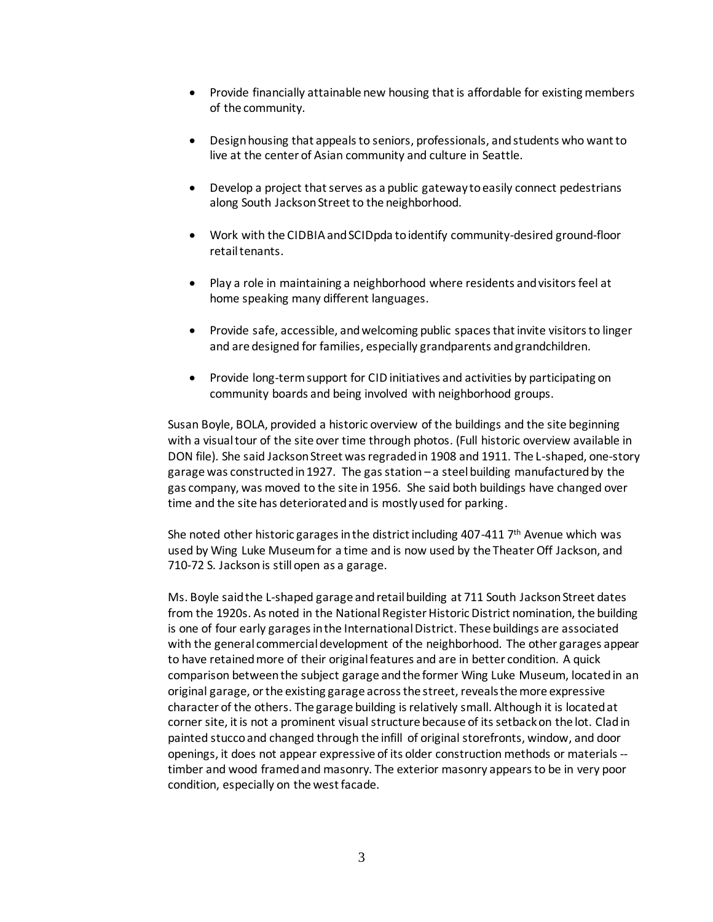- Provide financially attainable new housing that is affordable for existing members of the community.
- Design housing that appeals to seniors, professionals, and students who want to live at the center of Asian community and culture in Seattle.
- Develop a project that serves as a public gateway to easily connect pedestrians along South Jackson Street to the neighborhood.
- Work with the CIDBIA and SCIDpda to identify community-desired ground-floor retail tenants.
- Play a role in maintaining a neighborhood where residents and visitors feel at home speaking many different languages.
- Provide safe, accessible, and welcoming public spaces that invite visitors to linger and are designed for families, especially grandparents and grandchildren.
- Provide long-term support for CID initiatives and activities by participating on community boards and being involved with neighborhood groups.

Susan Boyle, BOLA, provided a historic overview of the buildings and the site beginning with a visual tour of the site over time through photos. (Full historic overview available in DON file). She said Jackson Street was regraded in 1908 and 1911. The L-shaped, one-story garage was constructed in 1927. The gas station – a steel building manufactured by the gas company, was moved to the site in 1956. She said both buildings have changed over time and the site has deteriorated and is mostly used for parking.

She noted other historic garages in the district including 407-411 7th Avenue which was used by Wing Luke Museum for a time and is now used by the Theater Off Jackson, and 710-72 S. Jackson is still open as a garage.

Ms. Boyle said the L-shaped garage and retail building at 711 South Jackson Street dates from the 1920s. As noted in the National Register Historic District nomination, the building is one of four early garages in the International District. These buildings are associated with the general commercial development of the neighborhood. The other garages appear to have retained more of their original features and are in better condition. A quick comparison between the subject garage and the former Wing Luke Museum, located in an original garage, or the existing garage across the street, reveals the more expressive character of the others. The garage building is relatively small. Although it is located at corner site, it is not a prominent visual structure because of its setback on the lot. Clad in painted stucco and changed through the infill of original storefronts, window, and door openings, it does not appear expressive of its older construction methods or materials -- timber and wood framed and masonry. The exterior masonry appears to be in very poor condition, especially on the west facade.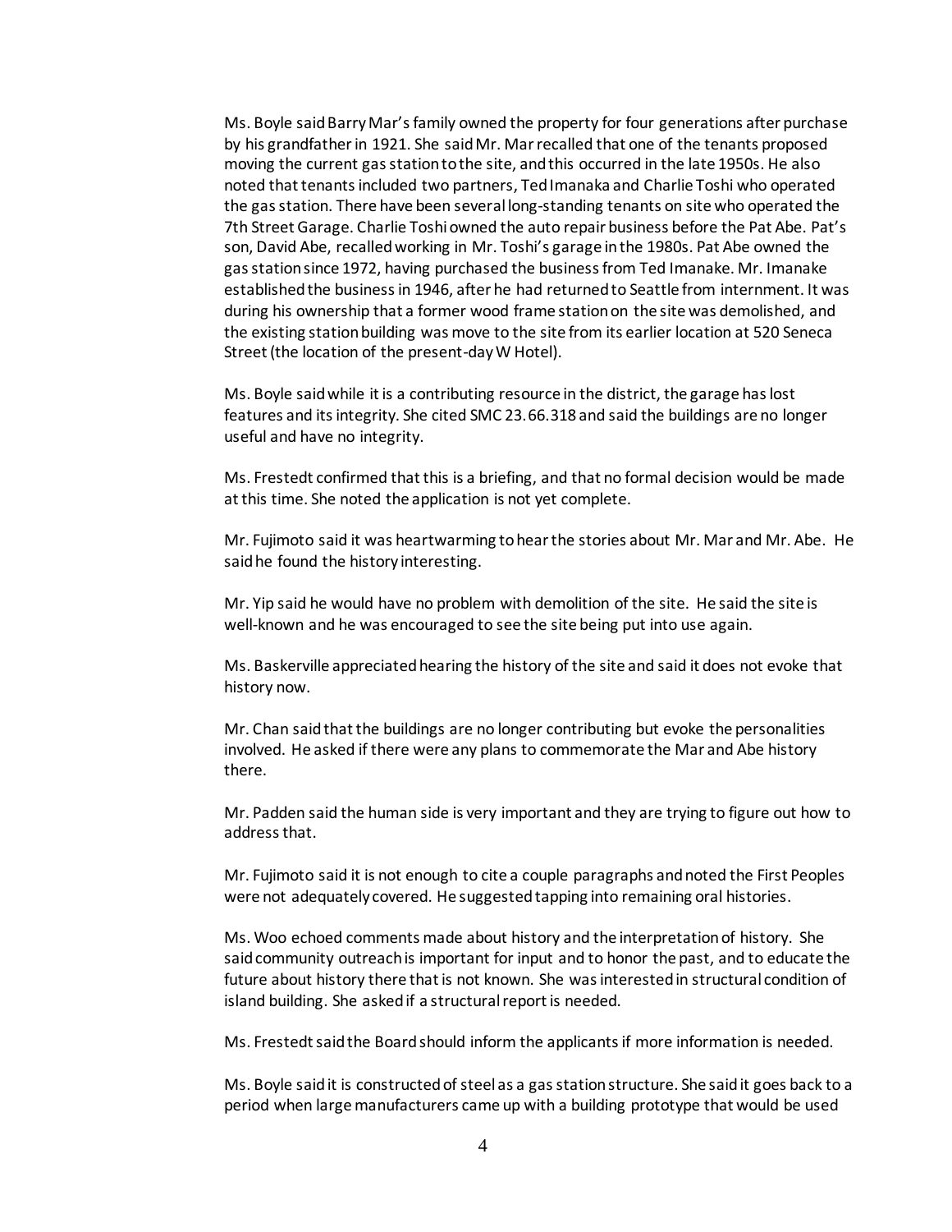Ms. Boyle said Barry Mar's family owned the property for four generations after purchase by his grandfather in 1921. She said Mr. Mar recalled that one of the tenants proposed moving the current gas station to the site, and this occurred in the late 1950s. He also noted that tenants included two partners, Ted Imanaka and Charlie Toshi who operated the gas station. There have been several long-standing tenants on site who operated the 7th Street Garage. Charlie Toshi owned the auto repair business before the Pat Abe. Pat's son, David Abe, recalled working in Mr. Toshi's garage in the 1980s. Pat Abe owned the gas station since 1972, having purchased the business from Ted Imanake. Mr. Imanake established the business in 1946, after he had returned to Seattle from internment. It was during his ownership that a former wood frame station on the site was demolished, and the existing station building was move to the site from its earlier location at 520 Seneca Street (the location of the present-day W Hotel).

Ms. Boyle said while it is a contributing resource in the district, the garage has lost features and its integrity. She cited SMC 23.66.318 and said the buildings are no longer useful and have no integrity.

Ms. Frestedt confirmed that this is a briefing, and that no formal decision would be made at this time. She noted the application is not yet complete.

Mr. Fujimoto said it was heartwarming to hear the stories about Mr. Mar and Mr. Abe. He said he found the history interesting.

Mr. Yip said he would have no problem with demolition of the site. He said the site is well-known and he was encouraged to see the site being put into use again.

Ms. Baskerville appreciated hearing the history of the site and said it does not evoke that history now.

Mr. Chan said that the buildings are no longer contributing but evoke the personalities involved. He asked if there were any plans to commemorate the Mar and Abe history there.

Mr. Padden said the human side is very important and they are trying to figure out how to address that.

Mr. Fujimoto said it is not enough to cite a couple paragraphs and noted the First Peoples were not adequately covered. He suggested tapping into remaining oral histories.

Ms. Woo echoed comments made about history and the interpretation of history. She said community outreach is important for input and to honor the past, and to educate the future about history there that is not known. She was interested in structural condition of island building. She asked if a structural report is needed.

Ms. Frestedt said the Board should inform the applicants if more information is needed.

Ms. Boyle said it is constructed of steel as a gas station structure. She said it goes back to a period when large manufacturers came up with a building prototype that would be used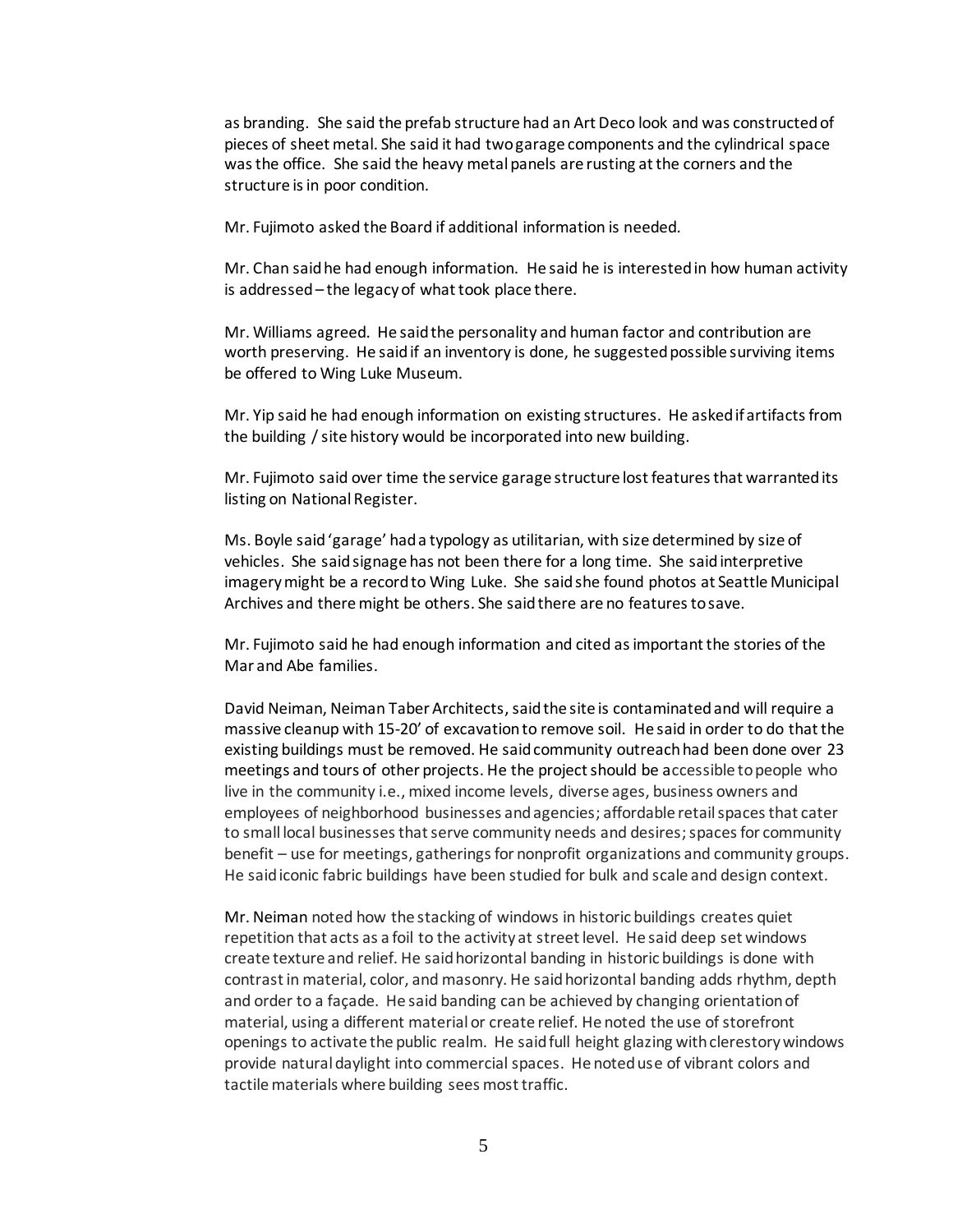as branding. She said the prefab structure had an Art Deco look and was constructed of pieces of sheet metal. She said it had two garage components and the cylindrical space was the office. She said the heavy metal panels are rusting at the corners and the structure is in poor condition.

Mr. Fujimoto asked the Board if additional information is needed.

Mr. Chan said he had enough information. He said he is interested in how human activity is addressed – the legacy of what took place there.

Mr. Williams agreed. He said the personality and human factor and contribution are worth preserving. He said if an inventory is done, he suggested possible surviving items be offered to Wing Luke Museum.

Mr. Yip said he had enough information on existing structures. He asked if artifacts from the building / site history would be incorporated into new building.

Mr. Fujimoto said over time the service garage structure lost features that warranted its listing on National Register.

Ms. Boyle said 'garage' had a typology as utilitarian, with size determined by size of vehicles. She said signage has not been there for a long time. She said interpretive imagery might be a record to Wing Luke. She said she found photos at Seattle Municipal Archives and there might be others. She said there are no features to save.

Mr. Fujimoto said he had enough information and cited as important the stories of the Mar and Abe families.

David Neiman, Neiman Taber Architects, said the site is contaminated and will require a massive cleanup with 15-20' of excavation to remove soil. He said in order to do that the existing buildings must be removed. He said community outreach had been done over 23 meetings and tours of other projects. He the project should be accessible to people who live in the community i.e., mixed income levels, diverse ages, business owners and employees of neighborhood businesses and agencies; affordable retail spaces that cater to small local businesses that serve community needs and desires; spaces for community benefit – use for meetings, gatherings for nonprofit organizations and community groups. He said iconic fabric buildings have been studied for bulk and scale and design context.

Mr. Neiman noted how the stacking of windows in historic buildings creates quiet repetition that acts as a foil to the activity at street level. He said deep set windows create texture and relief. He said horizontal banding in historic buildings is done with contrast in material, color, and masonry. He said horizontal banding adds rhythm, depth and order to a façade. He said banding can be achieved by changing orientation of material, using a different material or create relief. He noted the use of storefront openings to activate the public realm. He said full height glazing with clerestory windows provide natural daylight into commercial spaces. He noted use of vibrant colors and tactile materials where building sees most traffic.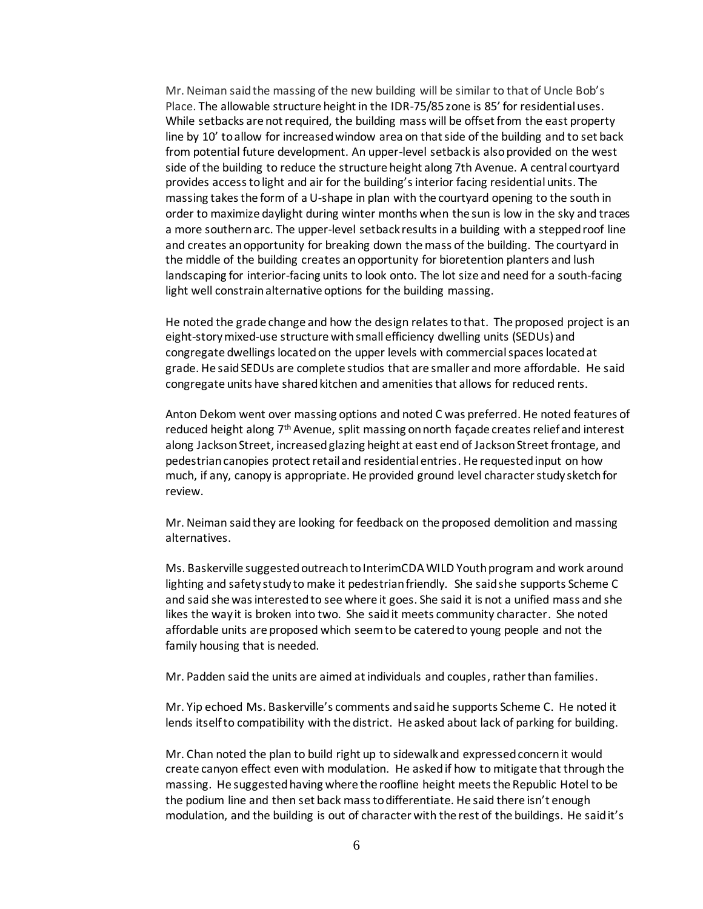Mr. Neiman said the massing of the new building will be similar to that of Uncle Bob's Place. The allowable structure height in the IDR-75/85 zone is 85' for residential uses. While setbacks are not required, the building mass will be offset from the east property line by 10' to allow for increased window area on that side of the building and to set back from potential future development. An upper-level setback is also provided on the west side of the building to reduce the structure height along 7th Avenue. A central courtyard provides access to light and air for the building's interior facing residential units. The massing takes the form of a U-shape in plan with the courtyard opening to the south in order to maximize daylight during winter months when the sun is low in the sky and traces a more southern arc. The upper-level setback results in a building with a stepped roof line and creates an opportunity for breaking down the mass of the building. The courtyard in the middle of the building creates an opportunity for bioretention planters and lush landscaping for interior-facing units to look onto. The lot size and need for a south-facing light well constrain alternative options for the building massing.

He noted the grade change and how the design relates to that. The proposed project is an eight-story mixed-use structure with small efficiency dwelling units (SEDUs) and congregate dwellings located on the upper levels with commercial spaces located at grade. He said SEDUs are complete studios that are smaller and more affordable. He said congregate units have shared kitchen and amenities that allows for reduced rents.

Anton Dekom went over massing options and noted C was preferred. He noted features of reduced height along 7th Avenue, split massing on north façade creates relief and interest along Jackson Street, increased glazing height at east end of Jackson Street frontage, and pedestrian canopies protect retail and residential entries. He requested input on how much, if any, canopy is appropriate. He provided ground level character study sketch for review.

Mr. Neiman said they are looking for feedback on the proposed demolition and massing alternatives.

Ms. Baskerville suggested outreach to InterimCDA WILD Youth program and work around lighting and safety study to make it pedestrian friendly. She said she supports Scheme C and said she was interested to see where it goes. She said it is not a unified mass and she likes the way it is broken into two. She said it meets community character. She noted affordable units are proposed which seem to be catered to young people and not the family housing that is needed.

Mr. Padden said the units are aimed at individuals and couples, rather than families.

Mr. Yip echoed Ms. Baskerville's comments and said he supports Scheme C. He noted it lends itself to compatibility with the district. He asked about lack of parking for building.

Mr. Chan noted the plan to build right up to sidewalk and expressed concern it would create canyon effect even with modulation. He asked if how to mitigate that through the massing. He suggested having where the roofline height meets the Republic Hotel to be the podium line and then set back mass to differentiate. He said there isn't enough modulation, and the building is out of character with the rest of the buildings. He said it's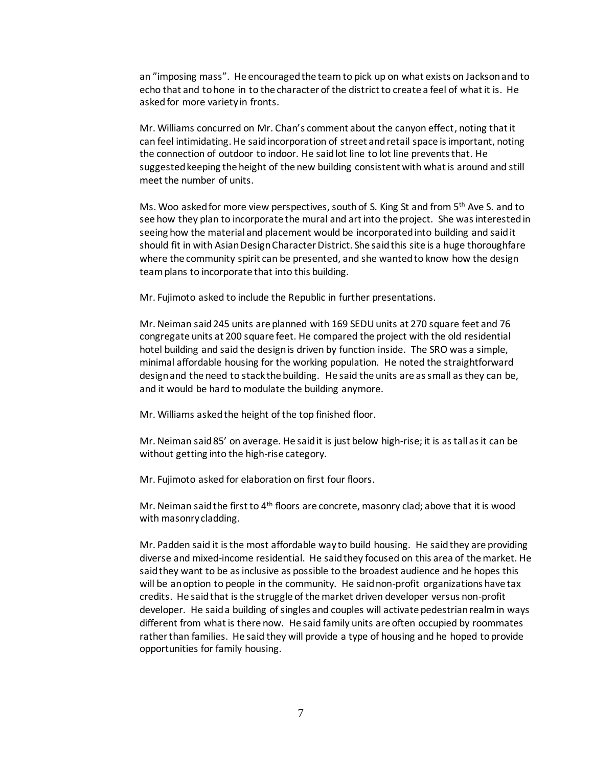an "imposing mass". He encouraged the team to pick up on what exists on Jackson and to echo that and to hone in to the character of the district to create a feel of what it is. He asked for more variety in fronts.

Mr. Williams concurred on Mr. Chan's comment about the canyon effect, noting that it can feel intimidating. He said incorporation of street and retail space is important, noting the connection of outdoor to indoor. He said lot line to lot line prevents that. He suggested keeping the height of the new building consistent with what is around and still meet the number of units.

Ms. Woo asked for more view perspectives, south of S. King St and from 5th Ave S. and to see how they plan to incorporate the mural and art into the project. She was interested in seeing how the material and placement would be incorporated into building and said it should fit in with Asian Design Character District. She said this site is a huge thoroughfare where the community spirit can be presented, and she wanted to know how the design team plans to incorporate that into this building.

Mr. Fujimoto asked to include the Republic in further presentations.

Mr. Neiman said 245 units are planned with 169 SEDU units at 270 square feet and 76 congregate units at 200 square feet. He compared the project with the old residential hotel building and said the design is driven by function inside. The SRO was a simple, minimal affordable housing for the working population. He noted the straightforward design and the need to stack the building. He said the units are as small as they can be, and it would be hard to modulate the building anymore.

Mr. Williams asked the height of the top finished floor.

Mr. Neiman said 85' on average. He said it is just below high-rise; it is as tall as it can be without getting into the high-rise category.

Mr. Fujimoto asked for elaboration on first four floors.

Mr. Neiman said the first to 4th floors are concrete, masonry clad; above that it is wood with masonry cladding.

Mr. Padden said it is the most affordable way to build housing. He said they are providing diverse and mixed-income residential. He said they focused on this area of the market. He said they want to be as inclusive as possible to the broadest audience and he hopes this will be an option to people in the community. He said non-profit organizations have tax credits. He said that is the struggle of the market driven developer versus non-profit developer. He said a building of singles and couples will activate pedestrian realm in ways different from what is there now. He said family units are often occupied by roommates rather than families. He said they will provide a type of housing and he hoped to provide opportunities for family housing.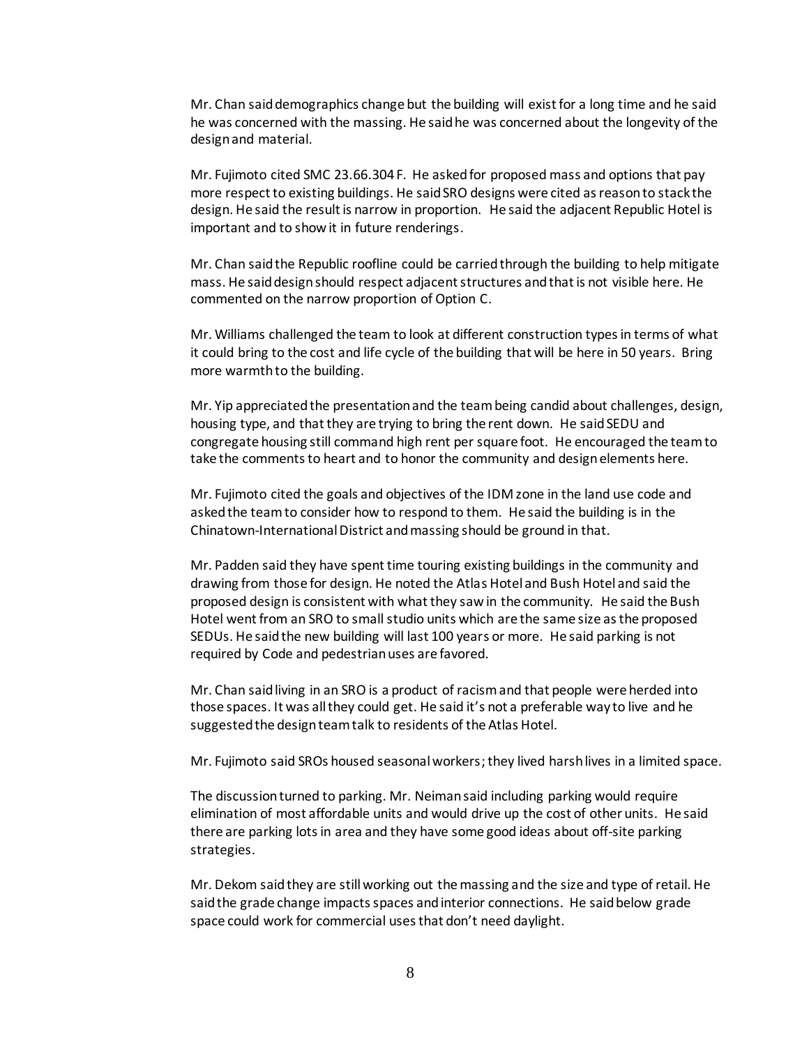Mr. Chan said demographics change but the building will exist for a long time and he said he was concerned with the massing. He said he was concerned about the longevity of the design and material.

Mr. Fujimoto cited SMC 23.66.304 F. He asked for proposed mass and options that pay more respect to existing buildings. He said SRO designs were cited as reason to stack the design. He said the result is narrow in proportion. He said the adjacent Republic Hotel is important and to show it in future renderings.

Mr. Chan said the Republic roofline could be carried through the building to help mitigate mass. He said design should respect adjacent structures and that is not visible here. He commented on the narrow proportion of Option C.

Mr. Williams challenged the team to look at different construction types in terms of what it could bring to the cost and life cycle of the building that will be here in 50 years. Bring more warmth to the building.

Mr. Yip appreciated the presentation and the team being candid about challenges, design, housing type, and that they are trying to bring the rent down. He said SEDU and congregate housing still command high rent per square foot. He encouraged the team to take the comments to heart and to honor the community and design elements here.

Mr. Fujimoto cited the goals and objectives of the IDM zone in the land use code and asked the team to consider how to respond to them. He said the building is in the Chinatown-International District and massing should be ground in that.

Mr. Padden said they have spent time touring existing buildings in the community and drawing from those for design. He noted the Atlas Hotel and Bush Hotel and said the proposed design is consistent with what they saw in the community. He said the Bush Hotel went from an SRO to small studio units which are the same size as the proposed SEDUs. He said the new building will last 100 years or more. He said parking is not required by Code and pedestrian uses are favored.

Mr. Chan said living in an SRO is a product of racism and that people were herded into those spaces. It was all they could get. He said it's not a preferable way to live and he suggested the design team talk to residents of the Atlas Hotel.

Mr. Fujimoto said SROs housed seasonal workers; they lived harsh lives in a limited space.

The discussion turned to parking. Mr. Neiman said including parking would require elimination of most affordable units and would drive up the cost of other units. He said there are parking lots in area and they have some good ideas about off-site parking strategies.

Mr. Dekom said they are still working out the massing and the size and type of retail. He said the grade change impacts spaces and interior connections. He said below grade space could work for commercial uses that don't need daylight.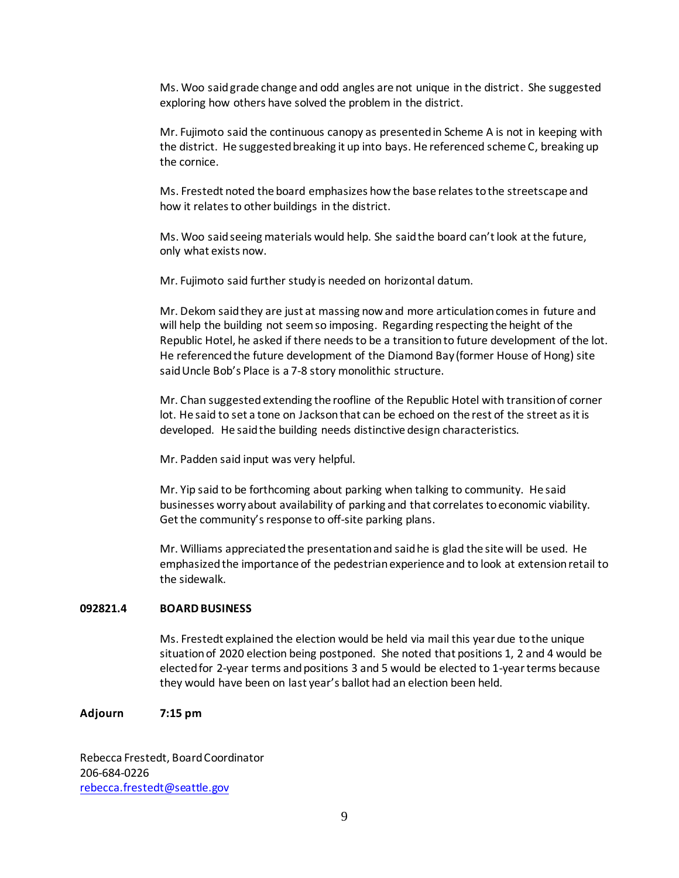Ms. Woo said grade change and odd angles are not unique in the district. She suggested exploring how others have solved the problem in the district.

Mr. Fujimoto said the continuous canopy as presented in Scheme A is not in keeping with the district. He suggested breaking it up into bays. He referenced scheme C, breaking up the cornice.

Ms. Frestedt noted the board emphasizes how the base relates to the streetscape and how it relates to other buildings in the district.

Ms. Woo said seeing materials would help. She said the board can't look at the future, only what exists now.

Mr. Fujimoto said further study is needed on horizontal datum.

Mr. Dekom said they are just at massing now and more articulation comes in future and will help the building not seem so imposing. Regarding respecting the height of the Republic Hotel, he asked if there needs to be a transition to future development of the lot. He referenced the future development of the Diamond Bay (former House of Hong) site said Uncle Bob's Place is a 7-8 story monolithic structure.

Mr. Chan suggested extending the roofline of the Republic Hotel with transition of corner lot. He said to set a tone on Jackson that can be echoed on the rest of the street as it is developed. He said the building needs distinctive design characteristics.

Mr. Padden said input was very helpful.

Mr. Yip said to be forthcoming about parking when talking to community. He said businesses worry about availability of parking and that correlates to economic viability. Get the community's response to off-site parking plans.

Mr. Williams appreciated the presentation and said he is glad the site will be used. He emphasized the importance of the pedestrian experience and to look at extension retail to the sidewalk.

**092821.4 BOARD BUSINESS**

Ms. Frestedt explained the election would be held via mail this year due to the unique situation of 2020 election being postponed. She noted that positions 1, 2 and 4 would be elected for 2-year terms and positions 3 and 5 would be elected to 1-year terms because they would have been on last year's ballot had an election been held.

**Adjourn 7:15 pm**

Rebecca Frestedt, Board Coordinator
206-684-0226
rebecca.frestedt@seattle.gov